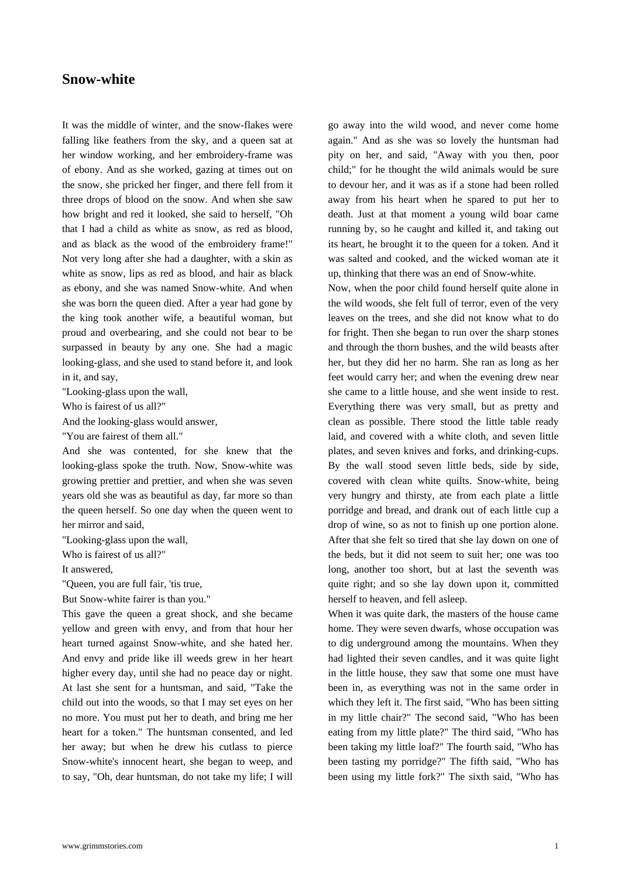# Snow-white

It was the middle of winter, and the snow-flakes were falling like feathers from the sky, and a queen sat at her window working, and her embroidery-frame was of ebony. And as she worked, gazing at times out on the snow, she pricked her finger, and there fell from it three drops of blood on the snow. And when she saw how bright and red it looked, she said to herself, "Oh that I had a child as white as snow, as red as blood, and as black as the wood of the embroidery frame!" Not very long after she had a daughter, with a skin as white as snow, lips as red as blood, and hair as black as ebony, and she was named Snow-white. And when she was born the queen died. After a year had gone by the king took another wife, a beautiful woman, but proud and overbearing, and she could not bear to be surpassed in beauty by any one. She had a magic looking-glass, and she used to stand before it, and look in it, and say,

"Looking-glass upon the wall,

Who is fairest of us all?"

And the looking-glass would answer,

"You are fairest of them all."

And she was contented, for she knew that the looking-glass spoke the truth. Now, Snow-white was growing prettier and prettier, and when she was seven years old she was as beautiful as day, far more so than the queen herself. So one day when the queen went to her mirror and said,

"Looking-glass upon the wall,

Who is fairest of us all?"

It answered,

"Queen, you are full fair, 'tis true,

But Snow-white fairer is than you."

This gave the queen a great shock, and she became yellow and green with envy, and from that hour her heart turned against Snow-white, and she hated her. And envy and pride like ill weeds grew in her heart higher every day, until she had no peace day or night. At last she sent for a huntsman, and said, "Take the child out into the woods, so that I may set eyes on her no more. You must put her to death, and bring me her heart for a token." The huntsman consented, and led her away; but when he drew his cutlass to pierce Snow-white's innocent heart, she began to weep, and to say, "Oh, dear huntsman, do not take my life; I will go away into the wild wood, and never come home again." And as she was so lovely the huntsman had pity on her, and said, "Away with you then, poor child;" for he thought the wild animals would be sure to devour her, and it was as if a stone had been rolled away from his heart when he spared to put her to death. Just at that moment a young wild boar came running by, so he caught and killed it, and taking out its heart, he brought it to the queen for a token. And it was salted and cooked, and the wicked woman ate it up, thinking that there was an end of Snow-white.

Now, when the poor child found herself quite alone in the wild woods, she felt full of terror, even of the very leaves on the trees, and she did not know what to do for fright. Then she began to run over the sharp stones and through the thorn bushes, and the wild beasts after her, but they did her no harm. She ran as long as her feet would carry her; and when the evening drew near she came to a little house, and she went inside to rest. Everything there was very small, but as pretty and clean as possible. There stood the little table ready laid, and covered with a white cloth, and seven little plates, and seven knives and forks, and drinking-cups. By the wall stood seven little beds, side by side, covered with clean white quilts. Snow-white, being very hungry and thirsty, ate from each plate a little porridge and bread, and drank out of each little cup a drop of wine, so as not to finish up one portion alone. After that she felt so tired that she lay down on one of the beds, but it did not seem to suit her; one was too long, another too short, but at last the seventh was quite right; and so she lay down upon it, committed herself to heaven, and fell asleep.

When it was quite dark, the masters of the house came home. They were seven dwarfs, whose occupation was to dig underground among the mountains. When they had lighted their seven candles, and it was quite light in the little house, they saw that some one must have been in, as everything was not in the same order in which they left it. The first said, "Who has been sitting in my little chair?" The second said, "Who has been eating from my little plate?" The third said, "Who has been taking my little loaf?" The fourth said, "Who has been tasting my porridge?" The fifth said, "Who has been using my little fork?" The sixth said, "Who has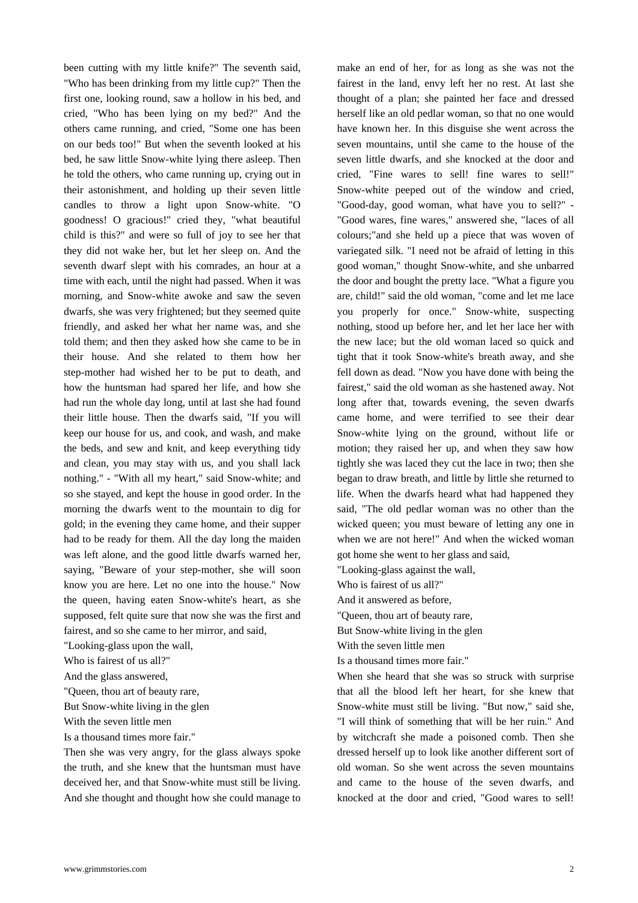been cutting with my little knife?" The seventh said, "Who has been drinking from my little cup?" Then the first one, looking round, saw a hollow in his bed, and cried, "Who has been lying on my bed?" And the others came running, and cried, "Some one has been on our beds too!" But when the seventh looked at his bed, he saw little Snow-white lying there asleep. Then he told the others, who came running up, crying out in their astonishment, and holding up their seven little candles to throw a light upon Snow-white. "O goodness! O gracious!" cried they, "what beautiful child is this?" and were so full of joy to see her that they did not wake her, but let her sleep on. And the seventh dwarf slept with his comrades, an hour at a time with each, until the night had passed. When it was morning, and Snow-white awoke and saw the seven dwarfs, she was very frightened; but they seemed quite friendly, and asked her what her name was, and she told them; and then they asked how she came to be in their house. And she related to them how her step-mother had wished her to be put to death, and how the huntsman had spared her life, and how she had run the whole day long, until at last she had found their little house. Then the dwarfs said, "If you will keep our house for us, and cook, and wash, and make the beds, and sew and knit, and keep everything tidy and clean, you may stay with us, and you shall lack nothing." - "With all my heart," said Snow-white; and so she stayed, and kept the house in good order. In the morning the dwarfs went to the mountain to dig for gold; in the evening they came home, and their supper had to be ready for them. All the day long the maiden was left alone, and the good little dwarfs warned her, saying, "Beware of your step-mother, she will soon know you are here. Let no one into the house." Now the queen, having eaten Snow-white's heart, as she supposed, felt quite sure that now she was the first and fairest, and so she came to her mirror, and said,

"Looking-glass upon the wall,  
Who is fairest of us all?"

And the glass answered,

"Queen, thou art of beauty rare,  
But Snow-white living in the glen  
With the seven little men  
Is a thousand times more fair."

Then she was very angry, for the glass always spoke the truth, and she knew that the huntsman must have deceived her, and that Snow-white must still be living. And she thought and thought how she could manage to make an end of her, for as long as she was not the fairest in the land, envy left her no rest. At last she thought of a plan; she painted her face and dressed herself like an old pedlar woman, so that no one would have known her. In this disguise she went across the seven mountains, until she came to the house of the seven little dwarfs, and she knocked at the door and cried, "Fine wares to sell! fine wares to sell!" Snow-white peeped out of the window and cried, "Good-day, good woman, what have you to sell?" - "Good wares, fine wares," answered she, "laces of all colours;"and she held up a piece that was woven of variegated silk. "I need not be afraid of letting in this good woman," thought Snow-white, and she unbarred the door and bought the pretty lace. "What a figure you are, child!" said the old woman, "come and let me lace you properly for once." Snow-white, suspecting nothing, stood up before her, and let her lace her with the new lace; but the old woman laced so quick and tight that it took Snow-white's breath away, and she fell down as dead. "Now you have done with being the fairest," said the old woman as she hastened away. Not long after that, towards evening, the seven dwarfs came home, and were terrified to see their dear Snow-white lying on the ground, without life or motion; they raised her up, and when they saw how tightly she was laced they cut the lace in two; then she began to draw breath, and little by little she returned to life. When the dwarfs heard what had happened they said, "The old pedlar woman was no other than the wicked queen; you must beware of letting any one in when we are not here!" And when the wicked woman got home she went to her glass and said,

"Looking-glass against the wall,  
Who is fairest of us all?"

And it answered as before,

"Queen, thou art of beauty rare,  
But Snow-white living in the glen  
With the seven little men  
Is a thousand times more fair."

When she heard that she was so struck with surprise that all the blood left her heart, for she knew that Snow-white must still be living. "But now," said she, "I will think of something that will be her ruin." And by witchcraft she made a poisoned comb. Then she dressed herself up to look like another different sort of old woman. So she went across the seven mountains and came to the house of the seven dwarfs, and knocked at the door and cried, "Good wares to sell!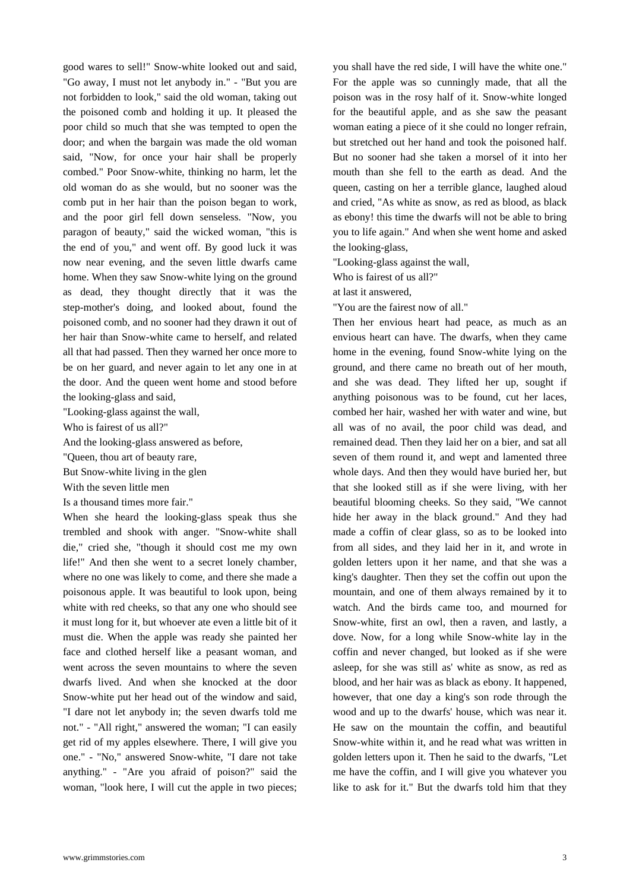good wares to sell!" Snow-white looked out and said, "Go away, I must not let anybody in." - "But you are not forbidden to look," said the old woman, taking out the poisoned comb and holding it up. It pleased the poor child so much that she was tempted to open the door; and when the bargain was made the old woman said, "Now, for once your hair shall be properly combed." Poor Snow-white, thinking no harm, let the old woman do as she would, but no sooner was the comb put in her hair than the poison began to work, and the poor girl fell down senseless. "Now, you paragon of beauty," said the wicked woman, "this is the end of you," and went off. By good luck it was now near evening, and the seven little dwarfs came home. When they saw Snow-white lying on the ground as dead, they thought directly that it was the step-mother's doing, and looked about, found the poisoned comb, and no sooner had they drawn it out of her hair than Snow-white came to herself, and related all that had passed. Then they warned her once more to be on her guard, and never again to let any one in at the door. And the queen went home and stood before the looking-glass and said,

"Looking-glass against the wall,
Who is fairest of us all?"

And the looking-glass answered as before,

"Queen, thou art of beauty rare,
But Snow-white living in the glen
With the seven little men
Is a thousand times more fair."

When she heard the looking-glass speak thus she trembled and shook with anger. "Snow-white shall die," cried she, "though it should cost me my own life!" And then she went to a secret lonely chamber, where no one was likely to come, and there she made a poisonous apple. It was beautiful to look upon, being white with red cheeks, so that any one who should see it must long for it, but whoever ate even a little bit of it must die. When the apple was ready she painted her face and clothed herself like a peasant woman, and went across the seven mountains to where the seven dwarfs lived. And when she knocked at the door Snow-white put her head out of the window and said, "I dare not let anybody in; the seven dwarfs told me not." - "All right," answered the woman; "I can easily get rid of my apples elsewhere. There, I will give you one." - "No," answered Snow-white, "I dare not take anything." - "Are you afraid of poison?" said the woman, "look here, I will cut the apple in two pieces; you shall have the red side, I will have the white one." For the apple was so cunningly made, that all the poison was in the rosy half of it. Snow-white longed for the beautiful apple, and as she saw the peasant woman eating a piece of it she could no longer refrain, but stretched out her hand and took the poisoned half. But no sooner had she taken a morsel of it into her mouth than she fell to the earth as dead. And the queen, casting on her a terrible glance, laughed aloud and cried, "As white as snow, as red as blood, as black as ebony! this time the dwarfs will not be able to bring you to life again." And when she went home and asked the looking-glass,

"Looking-glass against the wall,
Who is fairest of us all?"

at last it answered,

"You are the fairest now of all."

Then her envious heart had peace, as much as an envious heart can have. The dwarfs, when they came home in the evening, found Snow-white lying on the ground, and there came no breath out of her mouth, and she was dead. They lifted her up, sought if anything poisonous was to be found, cut her laces, combed her hair, washed her with water and wine, but all was of no avail, the poor child was dead, and remained dead. Then they laid her on a bier, and sat all seven of them round it, and wept and lamented three whole days. And then they would have buried her, but that she looked still as if she were living, with her beautiful blooming cheeks. So they said, "We cannot hide her away in the black ground." And they had made a coffin of clear glass, so as to be looked into from all sides, and they laid her in it, and wrote in golden letters upon it her name, and that she was a king's daughter. Then they set the coffin out upon the mountain, and one of them always remained by it to watch. And the birds came too, and mourned for Snow-white, first an owl, then a raven, and lastly, a dove. Now, for a long while Snow-white lay in the coffin and never changed, but looked as if she were asleep, for she was still as' white as snow, as red as blood, and her hair was as black as ebony. It happened, however, that one day a king's son rode through the wood and up to the dwarfs' house, which was near it. He saw on the mountain the coffin, and beautiful Snow-white within it, and he read what was written in golden letters upon it. Then he said to the dwarfs, "Let me have the coffin, and I will give you whatever you like to ask for it." But the dwarfs told him that they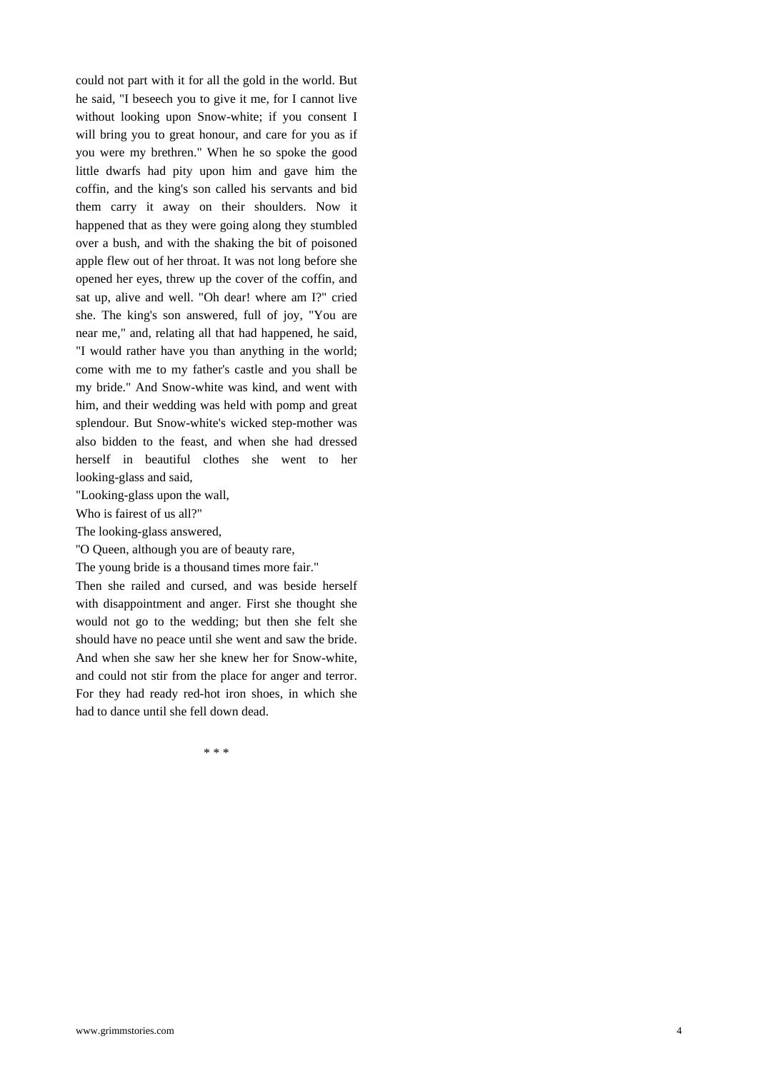could not part with it for all the gold in the world. But he said, "I beseech you to give it me, for I cannot live without looking upon Snow-white; if you consent I will bring you to great honour, and care for you as if you were my brethren." When he so spoke the good little dwarfs had pity upon him and gave him the coffin, and the king's son called his servants and bid them carry it away on their shoulders. Now it happened that as they were going along they stumbled over a bush, and with the shaking the bit of poisoned apple flew out of her throat. It was not long before she opened her eyes, threw up the cover of the coffin, and sat up, alive and well. "Oh dear! where am I?" cried she. The king's son answered, full of joy, "You are near me," and, relating all that had happened, he said, "I would rather have you than anything in the world; come with me to my father's castle and you shall be my bride." And Snow-white was kind, and went with him, and their wedding was held with pomp and great splendour. But Snow-white's wicked step-mother was also bidden to the feast, and when she had dressed herself in beautiful clothes she went to her looking-glass and said,

"Looking-glass upon the wall,
Who is fairest of us all?"

The looking-glass answered,

"O Queen, although you are of beauty rare,
The young bride is a thousand times more fair."

Then she railed and cursed, and was beside herself with disappointment and anger. First she thought she would not go to the wedding; but then she felt she should have no peace until she went and saw the bride. And when she saw her she knew her for Snow-white, and could not stir from the place for anger and terror. For they had ready red-hot iron shoes, in which she had to dance until she fell down dead.

* * *